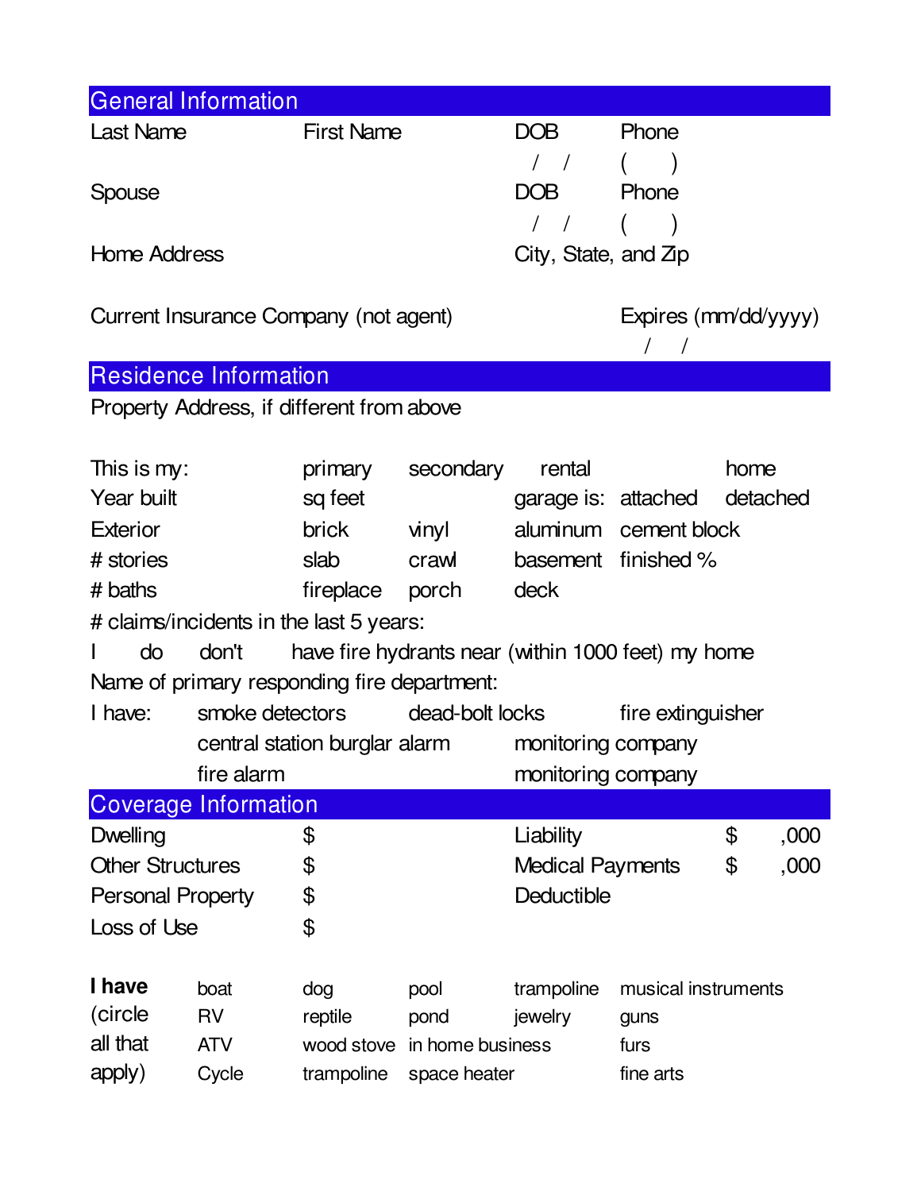## General Information

| Last Name | First Name | DOB | Phone |
|---|---|---|---|
| | | / / | ( ) |
| Spouse | | DOB | Phone |
| | | / / | ( ) |
| Home Address | | City, State, and Zip | |
| Current Insurance Company (not agent) | | | Expires (mm/dd/yyyy) |
| | | | / / |

## Residence Information

Property Address, if different from above

| | | | | | |
|---|---|---|---|---|---|
| This is my: | primary | secondary | rental | | home |
| Year built | sq feet | | garage is: | attached | detached |
| Exterior | brick | vinyl | aluminum | cement block | |
| # stories | slab | crawl | basement | finished % | |
| # baths | fireplace | porch | deck | | |

\# claims/incidents in the last 5 years:

I do don't have fire hydrants near (within 1000 feet) my home

Name of primary responding fire department:

| | | | |
|---|---|---|---|
| I have: | smoke detectors | dead-bolt locks | fire extinguisher |
| | central station burglar alarm | monitoring company | |
| | fire alarm | monitoring company | |

## Coverage Information

| | | | |
|---|---|---|---|
| Dwelling | $ | Liability | $ ,000 |
| Other Structures | $ | Medical Payments | $ ,000 |
| Personal Property | $ | Deductible | |
| Loss of Use | $ | | |

| **I have** (circle all that apply) | | | | |
|---|---|---|---|---|
| boat | dog | pool | trampoline | musical instruments |
| RV | reptile | pond | jewelry | guns |
| ATV | wood stove | in home business | | furs |
| Cycle | trampoline | space heater | | fine arts |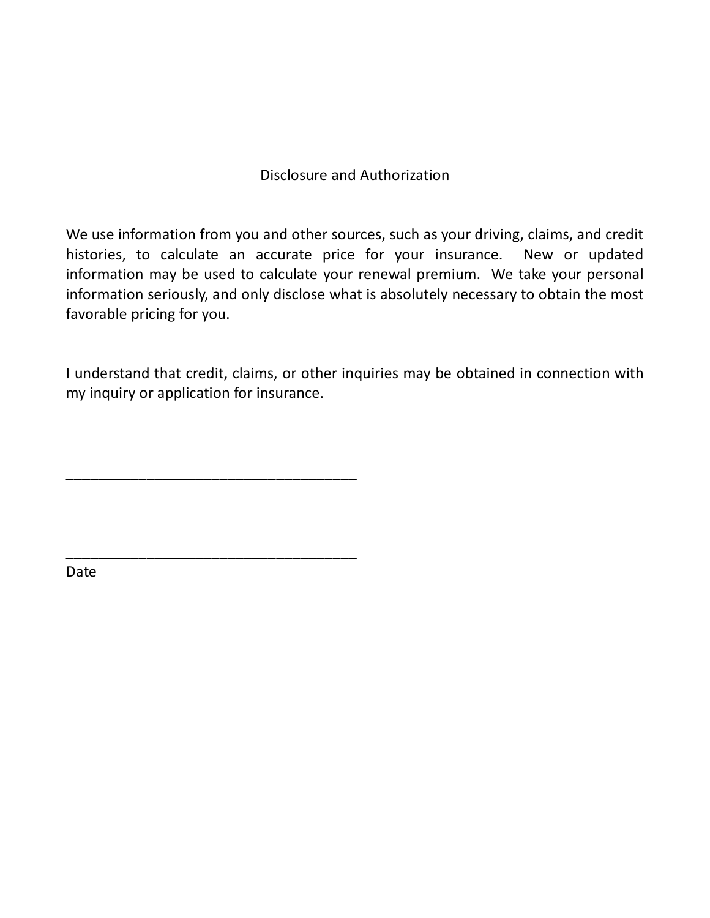# Disclosure and Authorization

We use information from you and other sources, such as your driving, claims, and credit histories, to calculate an accurate price for your insurance. New or updated information may be used to calculate your renewal premium. We take your personal information seriously, and only disclose what is absolutely necessary to obtain the most favorable pricing for you.

I understand that credit, claims, or other inquiries may be obtained in connection with my inquiry or application for insurance.

_____________________________________

_____________________________________
Date